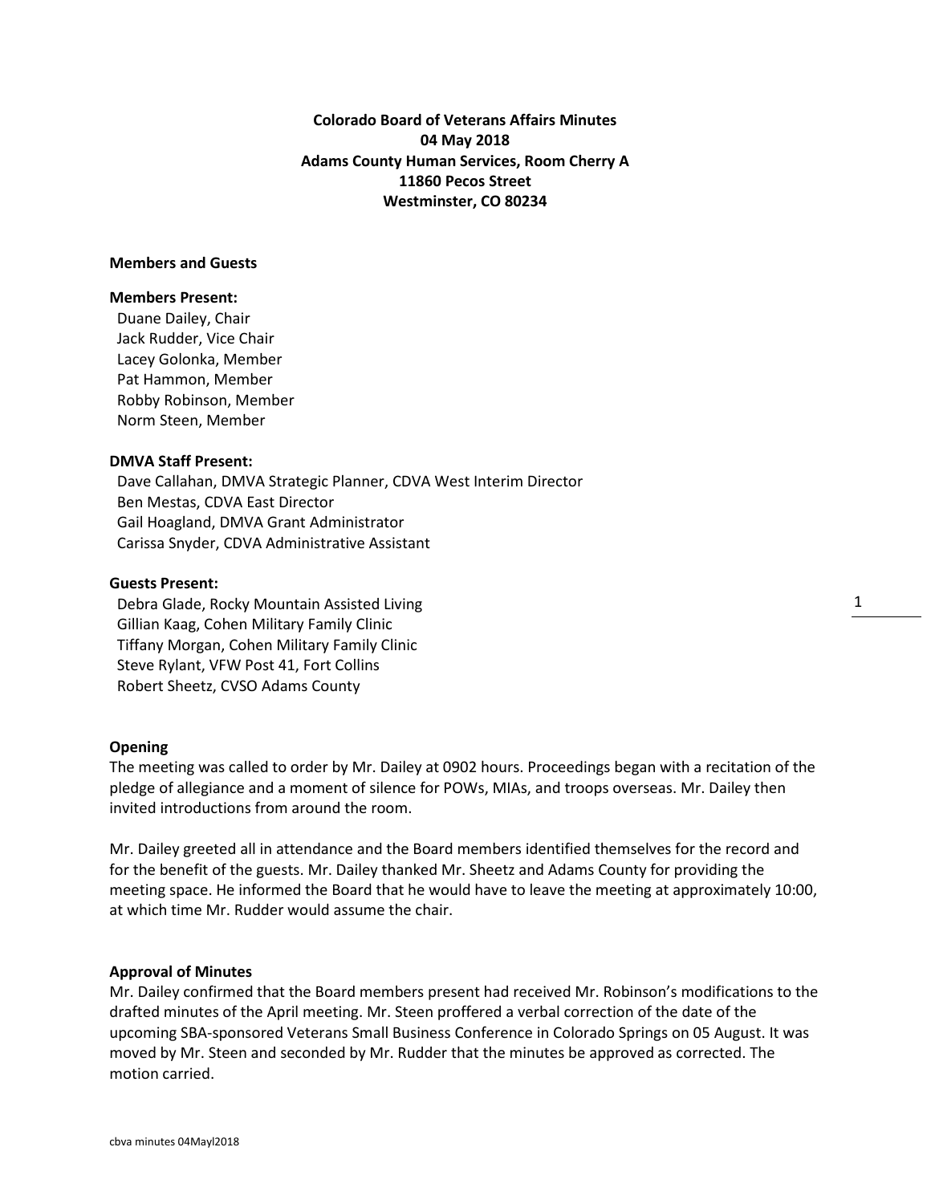# Colorado Board of Veterans Affairs Minutes
**04 May 2018**
**Adams County Human Services, Room Cherry A**
**11860 Pecos Street**
**Westminster, CO 80234**

### Members and Guests

**Members Present:**
Duane Dailey, Chair
Jack Rudder, Vice Chair
Lacey Golonka, Member
Pat Hammon, Member
Robby Robinson, Member
Norm Steen, Member

**DMVA Staff Present:**
Dave Callahan, DMVA Strategic Planner, CDVA West Interim Director
Ben Mestas, CDVA East Director
Gail Hoagland, DMVA Grant Administrator
Carissa Snyder, CDVA Administrative Assistant

**Guests Present:**
Debra Glade, Rocky Mountain Assisted Living
Gillian Kaag, Cohen Military Family Clinic
Tiffany Morgan, Cohen Military Family Clinic
Steve Rylant, VFW Post 41, Fort Collins
Robert Sheetz, CVSO Adams County

### Opening

The meeting was called to order by Mr. Dailey at 0902 hours. Proceedings began with a recitation of the pledge of allegiance and a moment of silence for POWs, MIAs, and troops overseas. Mr. Dailey then invited introductions from around the room.

Mr. Dailey greeted all in attendance and the Board members identified themselves for the record and for the benefit of the guests. Mr. Dailey thanked Mr. Sheetz and Adams County for providing the meeting space. He informed the Board that he would have to leave the meeting at approximately 10:00, at which time Mr. Rudder would assume the chair.

### Approval of Minutes

Mr. Dailey confirmed that the Board members present had received Mr. Robinson's modifications to the drafted minutes of the April meeting. Mr. Steen proffered a verbal correction of the date of the upcoming SBA-sponsored Veterans Small Business Conference in Colorado Springs on 05 August. It was moved by Mr. Steen and seconded by Mr. Rudder that the minutes be approved as corrected. The motion carried.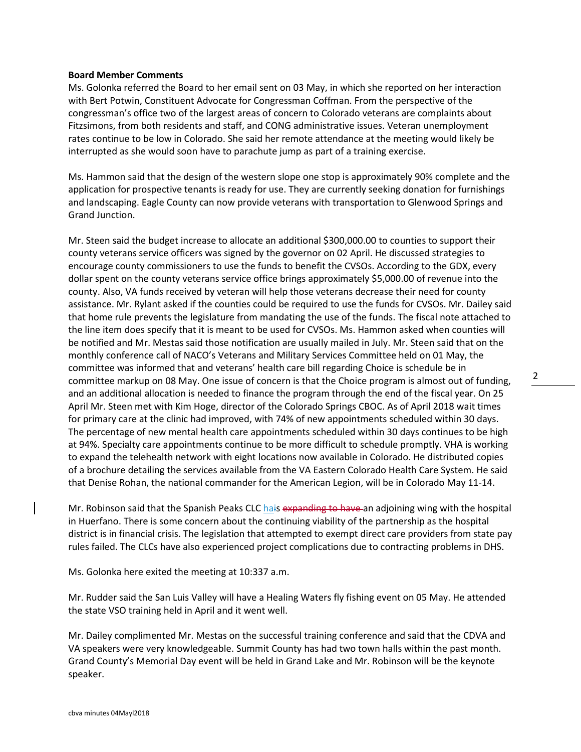**Board Member Comments**

Ms. Golonka referred the Board to her email sent on 03 May, in which she reported on her interaction with Bert Potwin, Constituent Advocate for Congressman Coffman. From the perspective of the congressman's office two of the largest areas of concern to Colorado veterans are complaints about Fitzsimons, from both residents and staff, and CONG administrative issues. Veteran unemployment rates continue to be low in Colorado. She said her remote attendance at the meeting would likely be interrupted as she would soon have to parachute jump as part of a training exercise.

Ms. Hammon said that the design of the western slope one stop is approximately 90% complete and the application for prospective tenants is ready for use. They are currently seeking donation for furnishings and landscaping. Eagle County can now provide veterans with transportation to Glenwood Springs and Grand Junction.

Mr. Steen said the budget increase to allocate an additional $300,000.00 to counties to support their county veterans service officers was signed by the governor on 02 April. He discussed strategies to encourage county commissioners to use the funds to benefit the CVSOs. According to the GDX, every dollar spent on the county veterans service office brings approximately $5,000.00 of revenue into the county. Also, VA funds received by veteran will help those veterans decrease their need for county assistance. Mr. Rylant asked if the counties could be required to use the funds for CVSOs. Mr. Dailey said that home rule prevents the legislature from mandating the use of the funds. The fiscal note attached to the line item does specify that it is meant to be used for CVSOs. Ms. Hammon asked when counties will be notified and Mr. Mestas said those notification are usually mailed in July. Mr. Steen said that on the monthly conference call of NACO's Veterans and Military Services Committee held on 01 May, the committee was informed that and veterans' health care bill regarding Choice is schedule be in committee markup on 08 May. One issue of concern is that the Choice program is almost out of funding, and an additional allocation is needed to finance the program through the end of the fiscal year. On 25 April Mr. Steen met with Kim Hoge, director of the Colorado Springs CBOC. As of April 2018 wait times for primary care at the clinic had improved, with 74% of new appointments scheduled within 30 days. The percentage of new mental health care appointments scheduled within 30 days continues to be high at 94%. Specialty care appointments continue to be more difficult to schedule promptly. VHA is working to expand the telehealth network with eight locations now available in Colorado. He distributed copies of a brochure detailing the services available from the VA Eastern Colorado Health Care System. He said that Denise Rohan, the national commander for the American Legion, will be in Colorado May 11-14.

Mr. Robinson said that the Spanish Peaks CLC ha~~i~~s ~~expanding to have~~ an adjoining wing with the hospital in Huerfano. There is some concern about the continuing viability of the partnership as the hospital district is in financial crisis. The legislation that attempted to exempt direct care providers from state pay rules failed. The CLCs have also experienced project complications due to contracting problems in DHS.

Ms. Golonka here exited the meeting at 10:337 a.m.

Mr. Rudder said the San Luis Valley will have a Healing Waters fly fishing event on 05 May. He attended the state VSO training held in April and it went well.

Mr. Dailey complimented Mr. Mestas on the successful training conference and said that the CDVA and VA speakers were very knowledgeable. Summit County has had two town halls within the past month. Grand County's Memorial Day event will be held in Grand Lake and Mr. Robinson will be the keynote speaker.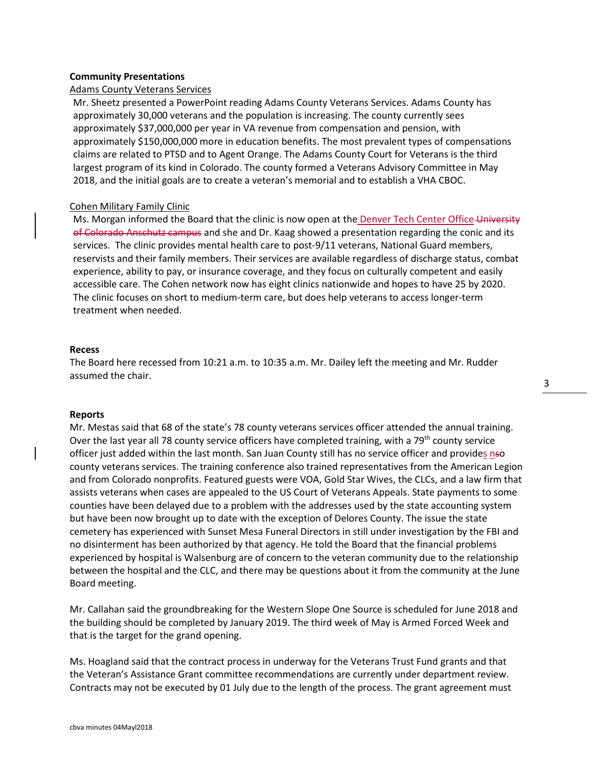**Community Presentations**

Adams County Veterans Services

Mr. Sheetz presented a PowerPoint reading Adams County Veterans Services. Adams County has approximately 30,000 veterans and the population is increasing. The county currently sees approximately $37,000,000 per year in VA revenue from compensation and pension, with approximately $150,000,000 more in education benefits. The most prevalent types of compensations claims are related to PTSD and to Agent Orange. The Adams County Court for Veterans is the third largest program of its kind in Colorado. The county formed a Veterans Advisory Committee in May 2018, and the initial goals are to create a veteran's memorial and to establish a VHA CBOC.

Cohen Military Family Clinic

Ms. Morgan informed the Board that the clinic is now open at the Denver Tech Center Office ~~University of Colorado Anschutz campus~~ and she and Dr. Kaag showed a presentation regarding the conic and its services. The clinic provides mental health care to post-9/11 veterans, National Guard members, reservists and their family members. Their services are available regardless of discharge status, combat experience, ability to pay, or insurance coverage, and they focus on culturally competent and easily accessible care. The Cohen network now has eight clinics nationwide and hopes to have 25 by 2020. The clinic focuses on short to medium-term care, but does help veterans to access longer-term treatment when needed.

**Recess**

The Board here recessed from 10:21 a.m. to 10:35 a.m. Mr. Dailey left the meeting and Mr. Rudder assumed the chair.

**Reports**

Mr. Mestas said that 68 of the state's 78 county veterans services officer attended the annual training. Over the last year all 78 county service officers have completed training, with a 79th county service officer just added within the last month. San Juan County still has no service officer and provides n~~s~~o county veterans services. The training conference also trained representatives from the American Legion and from Colorado nonprofits. Featured guests were VOA, Gold Star Wives, the CLCs, and a law firm that assists veterans when cases are appealed to the US Court of Veterans Appeals. State payments to some counties have been delayed due to a problem with the addresses used by the state accounting system but have been now brought up to date with the exception of Delores County. The issue the state cemetery has experienced with Sunset Mesa Funeral Directors in still under investigation by the FBI and no disinterment has been authorized by that agency. He told the Board that the financial problems experienced by hospital is Walsenburg are of concern to the veteran community due to the relationship between the hospital and the CLC, and there may be questions about it from the community at the June Board meeting.

Mr. Callahan said the groundbreaking for the Western Slope One Source is scheduled for June 2018 and the building should be completed by January 2019. The third week of May is Armed Forced Week and that is the target for the grand opening.

Ms. Hoagland said that the contract process in underway for the Veterans Trust Fund grants and that the Veteran's Assistance Grant committee recommendations are currently under department review. Contracts may not be executed by 01 July due to the length of the process. The grant agreement must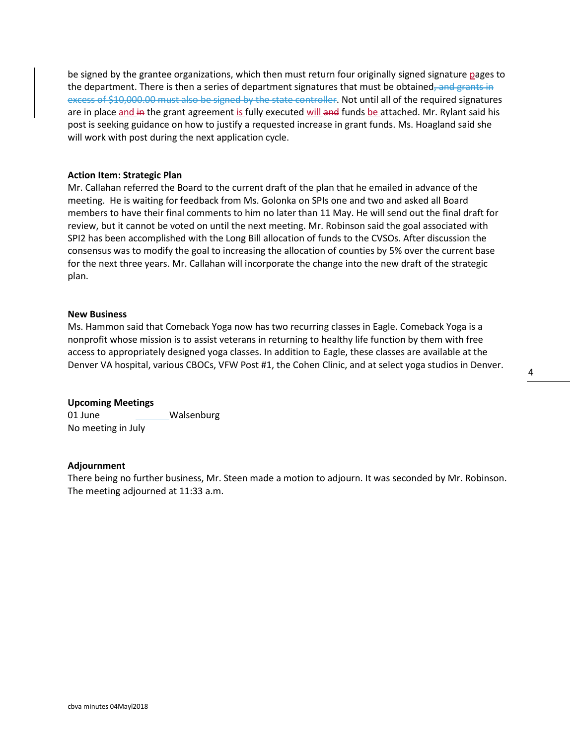be signed by the grantee organizations, which then must return four originally signed signature pages to the department. There is then a series of department signatures that must be obtained~~, and grants in excess of $10,000.00 must also be signed by the state controller~~. Not until all of the required signatures are in place and ~~in~~ the grant agreement is fully executed will ~~and~~ funds be attached. Mr. Rylant said his post is seeking guidance on how to justify a requested increase in grant funds. Ms. Hoagland said she will work with post during the next application cycle.

**Action Item: Strategic Plan**
Mr. Callahan referred the Board to the current draft of the plan that he emailed in advance of the meeting. He is waiting for feedback from Ms. Golonka on SPIs one and two and asked all Board members to have their final comments to him no later than 11 May. He will send out the final draft for review, but it cannot be voted on until the next meeting. Mr. Robinson said the goal associated with SPI2 has been accomplished with the Long Bill allocation of funds to the CVSOs. After discussion the consensus was to modify the goal to increasing the allocation of counties by 5% over the current base for the next three years. Mr. Callahan will incorporate the change into the new draft of the strategic plan.

**New Business**
Ms. Hammon said that Comeback Yoga now has two recurring classes in Eagle. Comeback Yoga is a nonprofit whose mission is to assist veterans in returning to healthy life function by them with free access to appropriately designed yoga classes. In addition to Eagle, these classes are available at the Denver VA hospital, various CBOCs, VFW Post #1, the Cohen Clinic, and at select yoga studios in Denver.

**Upcoming Meetings**
01 June Walsenburg
No meeting in July

**Adjournment**
There being no further business, Mr. Steen made a motion to adjourn. It was seconded by Mr. Robinson. The meeting adjourned at 11:33 a.m.